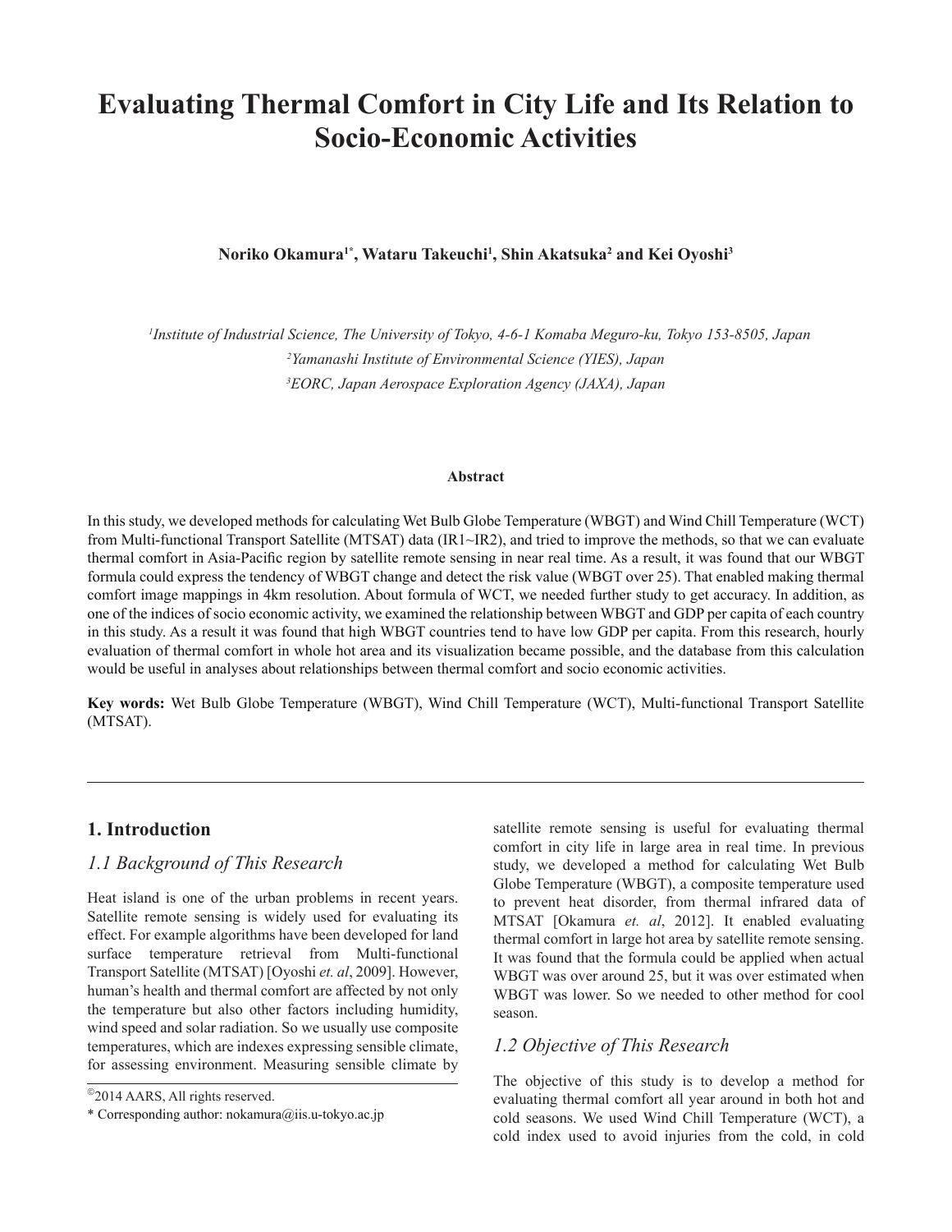# Evaluating Thermal Comfort in City Life and Its Relation to Socio-Economic Activities

**Noriko Okamura[1*], Wataru Takeuchi[1], Shin Akatsuka[2] and Kei Oyoshi[3]**

*[1]Institute of Industrial Science, The University of Tokyo, 4-6-1 Komaba Meguro-ku, Tokyo 153-8505, Japan*
*[2]Yamanashi Institute of Environmental Science (YIES), Japan*
*[3]EORC, Japan Aerospace Exploration Agency (JAXA), Japan*

#### Abstract

In this study, we developed methods for calculating Wet Bulb Globe Temperature (WBGT) and Wind Chill Temperature (WCT) from Multi-functional Transport Satellite (MTSAT) data (IR1~IR2), and tried to improve the methods, so that we can evaluate thermal comfort in Asia-Pacific region by satellite remote sensing in near real time. As a result, it was found that our WBGT formula could express the tendency of WBGT change and detect the risk value (WBGT over 25). That enabled making thermal comfort image mappings in 4km resolution. About formula of WCT, we needed further study to get accuracy. In addition, as one of the indices of socio economic activity, we examined the relationship between WBGT and GDP per capita of each country in this study. As a result it was found that high WBGT countries tend to have low GDP per capita. From this research, hourly evaluation of thermal comfort in whole hot area and its visualization became possible, and the database from this calculation would be useful in analyses about relationships between thermal comfort and socio economic activities.

**Key words:** Wet Bulb Globe Temperature (WBGT), Wind Chill Temperature (WCT), Multi-functional Transport Satellite (MTSAT).

## 1. Introduction

### *1.1 Background of This Research*

Heat island is one of the urban problems in recent years. Satellite remote sensing is widely used for evaluating its effect. For example algorithms have been developed for land surface temperature retrieval from Multi-functional Transport Satellite (MTSAT) [Oyoshi *et. al*, 2009]. However, human's health and thermal comfort are affected by not only the temperature but also other factors including humidity, wind speed and solar radiation. So we usually use composite temperatures, which are indexes expressing sensible climate, for assessing environment. Measuring sensible climate by satellite remote sensing is useful for evaluating thermal comfort in city life in large area in real time. In previous study, we developed a method for calculating Wet Bulb Globe Temperature (WBGT), a composite temperature used to prevent heat disorder, from thermal infrared data of MTSAT [Okamura *et. al*, 2012]. It enabled evaluating thermal comfort in large hot area by satellite remote sensing. It was found that the formula could be applied when actual WBGT was over around 25, but it was over estimated when WBGT was lower. So we needed to other method for cool season.

### *1.2 Objective of This Research*

The objective of this study is to develop a method for evaluating thermal comfort all year around in both hot and cold seasons. We used Wind Chill Temperature (WCT), a cold index used to avoid injuries from the cold, in cold

©2014 AARS, All rights reserved.

\* Corresponding author: nokamura@iis.u-tokyo.ac.jp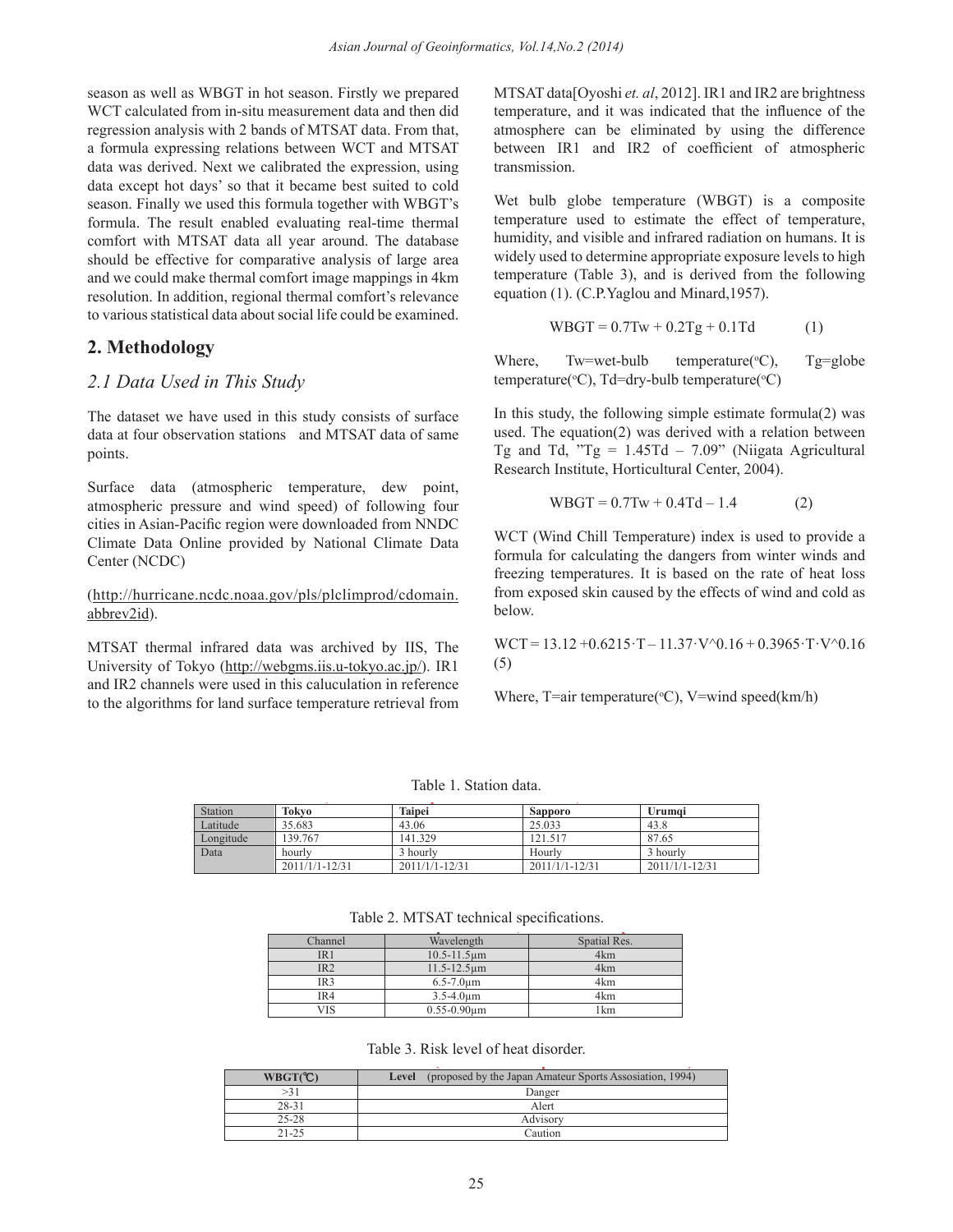season as well as WBGT in hot season. Firstly we prepared WCT calculated from in-situ measurement data and then did regression analysis with 2 bands of MTSAT data. From that, a formula expressing relations between WCT and MTSAT data was derived. Next we calibrated the expression, using data except hot days' so that it became best suited to cold season. Finally we used this formula together with WBGT's formula. The result enabled evaluating real-time thermal comfort with MTSAT data all year around. The database should be effective for comparative analysis of large area and we could make thermal comfort image mappings in 4km resolution. In addition, regional thermal comfort's relevance to various statistical data about social life could be examined.

## 2. Methodology

### *2.1 Data Used in This Study*

The dataset we have used in this study consists of surface data at four observation stations and MTSAT data of same points.

Surface data (atmospheric temperature, dew point, atmospheric pressure and wind speed) of following four cities in Asian-Pacific region were downloaded from NNDC Climate Data Online provided by National Climate Data Center (NCDC)

(http://hurricane.ncdc.noaa.gov/pls/plclimprod/cdomain.abbrev2id).

MTSAT thermal infrared data was archived by IIS, The University of Tokyo (http://webgms.iis.u-tokyo.ac.jp/). IR1 and IR2 channels were used in this caluculation in reference to the algorithms for land surface temperature retrieval from MTSAT data[Oyoshi *et. al*, 2012]. IR1 and IR2 are brightness temperature, and it was indicated that the influence of the atmosphere can be eliminated by using the difference between IR1 and IR2 of coefficient of atmospheric transmission.

Wet bulb globe temperature (WBGT) is a composite temperature used to estimate the effect of temperature, humidity, and visible and infrared radiation on humans. It is widely used to determine appropriate exposure levels to high temperature (Table 3), and is derived from the following equation (1). (C.P.Yaglou and Minard,1957).

$$WBGT = 0.7Tw + 0.2Tg + 0.1Td \qquad (1)$$

Where, Tw=wet-bulb temperature(°C), Tg=globe temperature(°C), Td=dry-bulb temperature(°C)

In this study, the following simple estimate formula(2) was used. The equation(2) was derived with a relation between Tg and Td, "Tg = 1.45Td – 7.09" (Niigata Agricultural Research Institute, Horticultural Center, 2004).

$$WBGT = 0.7Tw + 0.4Td - 1.4 \qquad (2)$$

WCT (Wind Chill Temperature) index is used to provide a formula for calculating the dangers from winter winds and freezing temperatures. It is based on the rate of heat loss from exposed skin caused by the effects of wind and cold as below.

$$WCT = 13.12 + 0.6215 \cdot T - 11.37 \cdot V^{0.16} + 0.3965 \cdot T \cdot V^{0.16} \qquad (5)$$

Where, T=air temperature(°C), V=wind speed(km/h)

Table 1. Station data.

| Station | **Tokyo** | **Taipei** | **Sapporo** | **Urumqi** |
|---|---|---|---|---|
| Latitude | 35.683 | 43.06 | 25.033 | 43.8 |
| Longitude | 139.767 | 141.329 | 121.517 | 87.65 |
| Data | hourly | 3 hourly | Hourly | 3 hourly |
| | 2011/1/1-12/31 | 2011/1/1-12/31 | 2011/1/1-12/31 | 2011/1/1-12/31 |

Table 2. MTSAT technical specifications.

| Channel | Wavelength | Spatial Res. |
|---|---|---|
| IR1 | 10.5-11.5μm | 4km |
| IR2 | 11.5-12.5μm | 4km |
| IR3 | 6.5-7.0μm | 4km |
| IR4 | 3.5-4.0μm | 4km |
| VIS | 0.55-0.90μm | 1km |

Table 3. Risk level of heat disorder.

| **WBGT(℃)** | **Level** (proposed by the Japan Amateur Sports Assosiation, 1994) |
|---|---|
| >31 | Danger |
| 28-31 | Alert |
| 25-28 | Advisory |
| 21-25 | Caution |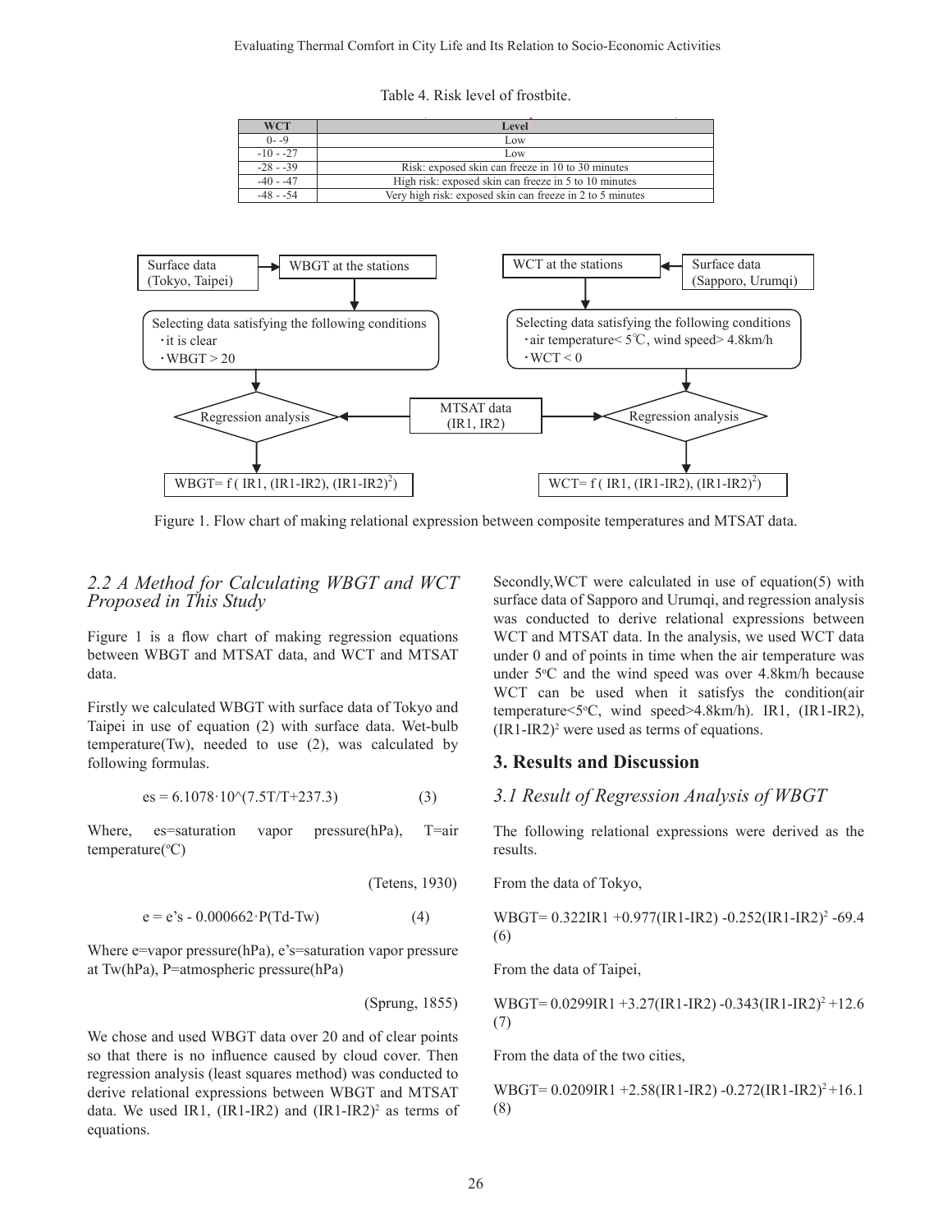Table 4. Risk level of frostbite.

| WCT | Level |
| --- | --- |
| 0- -9 | Low |
| -10 - -27 | Low |
| -28 - -39 | Risk: exposed skin can freeze in 10 to 30 minutes |
| -40 - -47 | High risk: exposed skin can freeze in 5 to 10 minutes |
| -48 - -54 | Very high risk: exposed skin can freeze in 2 to 5 minutes |

Surface data (Tokyo, Taipei) → WBGT at the stations → Selecting data satisfying the following conditions ・it is clear ・WBGT > 20 → Regression analysis ← MTSAT data (IR1, IR2) → WBGT= f ( IR1, (IR1-IR2), $(IR1-IR2)^2$)

Surface data (Sapporo, Urumqi) → WCT at the stations → Selecting data satisfying the following conditions ・air temperature< 5℃, wind speed> 4.8km/h ・WCT < 0 → Regression analysis ← MTSAT data (IR1, IR2) → WCT= f ( IR1, (IR1-IR2), $(IR1-IR2)^2$)

Figure 1. Flow chart of making relational expression between composite temperatures and MTSAT data.

### *2.2 A Method for Calculating WBGT and WCT Proposed in This Study*

Figure 1 is a flow chart of making regression equations between WBGT and MTSAT data, and WCT and MTSAT data.

Firstly we calculated WBGT with surface data of Tokyo and Taipei in use of equation (2) with surface data. Wet-bulb temperature(Tw), needed to use (2), was calculated by following formulas.

$$es = 6.1078 \cdot 10^{(7.5T/T+237.3)} \qquad (3)$$

Where, es=saturation vapor pressure(hPa), T=air temperature(°C)

(Tetens, 1930)

$$e = e's - 0.000662 \cdot P(Td-Tw) \qquad (4)$$

Where e=vapor pressure(hPa), e's=saturation vapor pressure at Tw(hPa), P=atmospheric pressure(hPa)

(Sprung, 1855)

We chose and used WBGT data over 20 and of clear points so that there is no influence caused by cloud cover. Then regression analysis (least squares method) was conducted to derive relational expressions between WBGT and MTSAT data. We used IR1, (IR1-IR2) and $(IR1-IR2)^2$ as terms of equations.

Secondly,WCT were calculated in use of equation(5) with surface data of Sapporo and Urumqi, and regression analysis was conducted to derive relational expressions between WCT and MTSAT data. In the analysis, we used WCT data under 0 and of points in time when the air temperature was under 5°C and the wind speed was over 4.8km/h because WCT can be used when it satisfys the condition(air temperature<5°C, wind speed>4.8km/h). IR1, (IR1-IR2), $(IR1-IR2)^2$ were used as terms of equations.

## 3. Results and Discussion

### *3.1 Result of Regression Analysis of WBGT*

The following relational expressions were derived as the results.

From the data of Tokyo,

$$WBGT = 0.322IR1 + 0.977(IR1-IR2) - 0.252(IR1-IR2)^2 - 69.4 \qquad (6)$$

From the data of Taipei,

$$WBGT = 0.0299IR1 + 3.27(IR1-IR2) - 0.343(IR1-IR2)^2 + 12.6 \qquad (7)$$

From the data of the two cities,

$$WBGT = 0.0209IR1 + 2.58(IR1-IR2) - 0.272(IR1-IR2)^2 + 16.1 \qquad (8)$$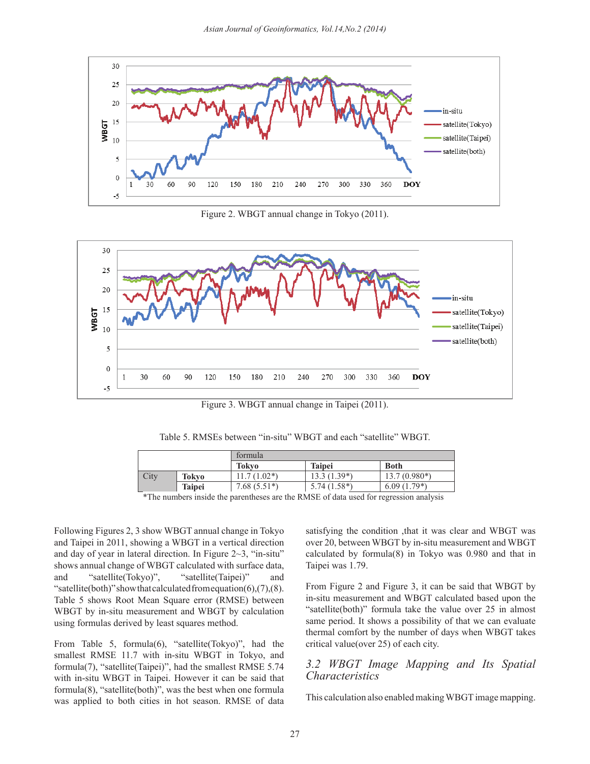Figure 2. WBGT annual change in Tokyo (2011).

Figure 3. WBGT annual change in Taipei (2011).

Table 5. RMSEs between “in-situ” WBGT and each “satellite” WBGT.

| | | formula | | |
|---|---|---|---|---|
| | | **Tokyo** | **Taipei** | **Both** |
| City | **Tokyo** | 11.7 (1.02*) | 13.3 (1.39*) | 13.7 (0.980*) |
| | **Taipei** | 7.68 (5.51*) | 5.74 (1.58*) | 6.09 (1.79*) |

*The numbers inside the parentheses are the RMSE of data used for regression analysis

Following Figures 2, 3 show WBGT annual change in Tokyo and Taipei in 2011, showing a WBGT in a vertical direction and day of year in lateral direction. In Figure 2~3, “in-situ” shows annual change of WBGT calculated with surface data, and “satellite(Tokyo)”, “satellite(Taipei)” and “satellite(both)” show that calculated from equation(6),(7),(8). Table 5 shows Root Mean Square error (RMSE) between WBGT by in-situ measurement and WBGT by calculation using formulas derived by least squares method.

From Table 5, formula(6), “satellite(Tokyo)”, had the smallest RMSE 11.7 with in-situ WBGT in Tokyo, and formula(7), “satellite(Taipei)”, had the smallest RMSE 5.74 with in-situ WBGT in Taipei. However it can be said that formula(8), “satellite(both)”, was the best when one formula was applied to both cities in hot season. RMSE of data satisfying the condition ,that it was clear and WBGT was over 20, between WBGT by in-situ measurement and WBGT calculated by formula(8) in Tokyo was 0.980 and that in Taipei was 1.79.

From Figure 2 and Figure 3, it can be said that WBGT by in-situ measurement and WBGT calculated based upon the “satellite(both)” formula take the value over 25 in almost same period. It shows a possibility of that we can evaluate thermal comfort by the number of days when WBGT takes critical value(over 25) of each city.

### *3.2 WBGT Image Mapping and Its Spatial Characteristics*

This calculation also enabled making WBGT image mapping.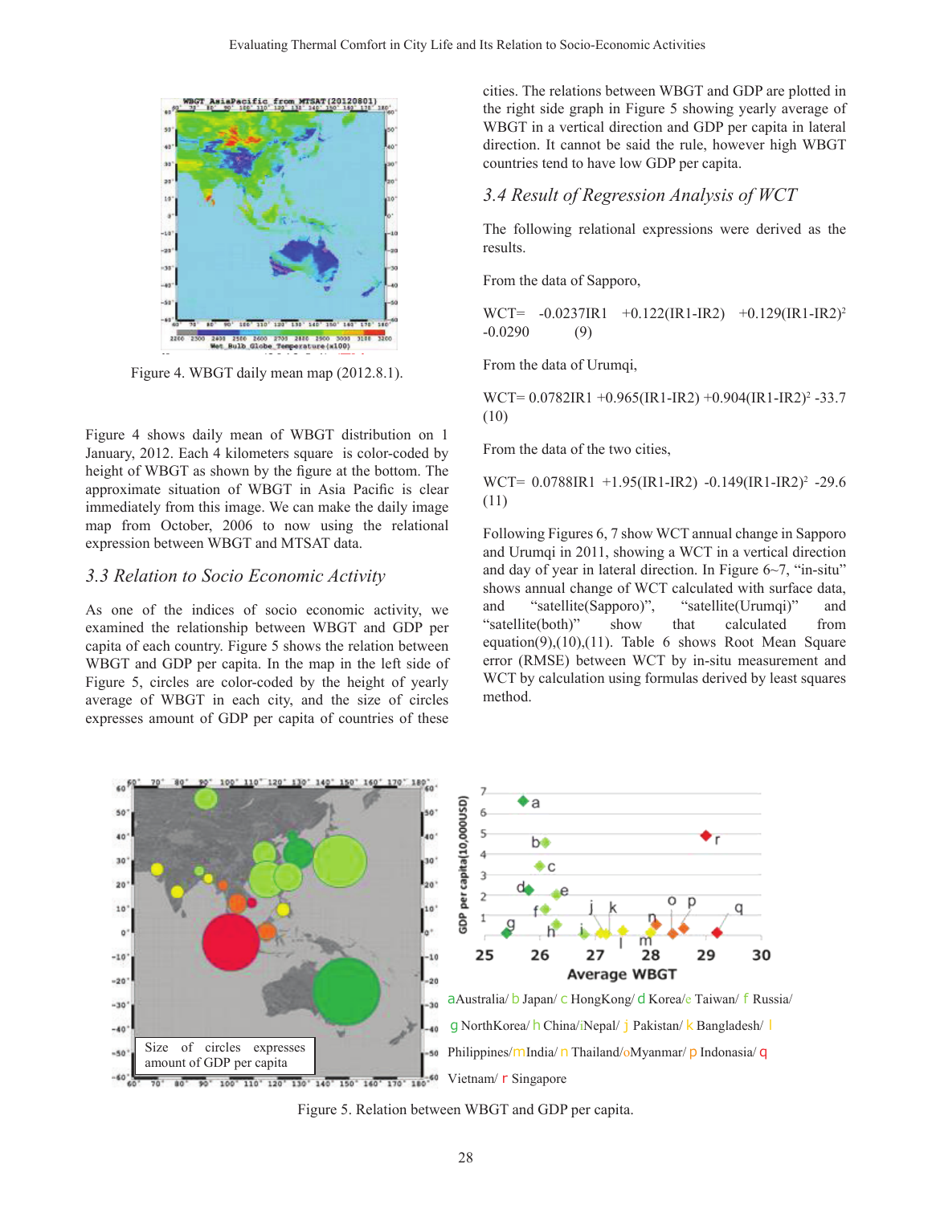Figure 4. WBGT daily mean map (2012.8.1).

Figure 4 shows daily mean of WBGT distribution on 1 January, 2012. Each 4 kilometers square is color-coded by height of WBGT as shown by the figure at the bottom. The approximate situation of WBGT in Asia Pacific is clear immediately from this image. We can make the daily image map from October, 2006 to now using the relational expression between WBGT and MTSAT data.

## 3.3 Relation to Socio Economic Activity

As one of the indices of socio economic activity, we examined the relationship between WBGT and GDP per capita of each country. Figure 5 shows the relation between WBGT and GDP per capita. In the map in the left side of Figure 5, circles are color-coded by the height of yearly average of WBGT in each city, and the size of circles expresses amount of GDP per capita of countries of these cities. The relations between WBGT and GDP are plotted in the right side graph in Figure 5 showing yearly average of WBGT in a vertical direction and GDP per capita in lateral direction. It cannot be said the rule, however high WBGT countries tend to have low GDP per capita.

## 3.4 Result of Regression Analysis of WCT

The following relational expressions were derived as the results.

From the data of Sapporo,

$$WCT = -0.0237IR1 + 0.122(IR1-IR2) + 0.129(IR1-IR2)^2 - 0.0290 \quad (9)$$

From the data of Urumqi,

$$WCT = 0.0782IR1 + 0.965(IR1-IR2) + 0.904(IR1-IR2)^2 - 33.7 \quad (10)$$

From the data of the two cities,

$$WCT = 0.0788IR1 + 1.95(IR1-IR2) - 0.149(IR1-IR2)^2 - 29.6 \quad (11)$$

Following Figures 6, 7 show WCT annual change in Sapporo and Urumqi in 2011, showing a WCT in a vertical direction and day of year in lateral direction. In Figure 6~7, "in-situ" shows annual change of WCT calculated with surface data, and "satellite(Sapporo)", "satellite(Urumqi)" and "satellite(both)" show that calculated from equation(9),(10),(11). Table 6 shows Root Mean Square error (RMSE) between WCT by in-situ measurement and WCT by calculation using formulas derived by least squares method.

Size of circles expresses amount of GDP per capita

a Australia/ b Japan/ c HongKong/ d Korea/ e Taiwan/ f Russia/ g NorthKorea/ h China/ i Nepal/ j Pakistan/ k Bangladesh/ l Philippines/ m India/ n Thailand/ o Myanmar/ p Indonasia/ q Vietnam/ r Singapore

Figure 5. Relation between WBGT and GDP per capita.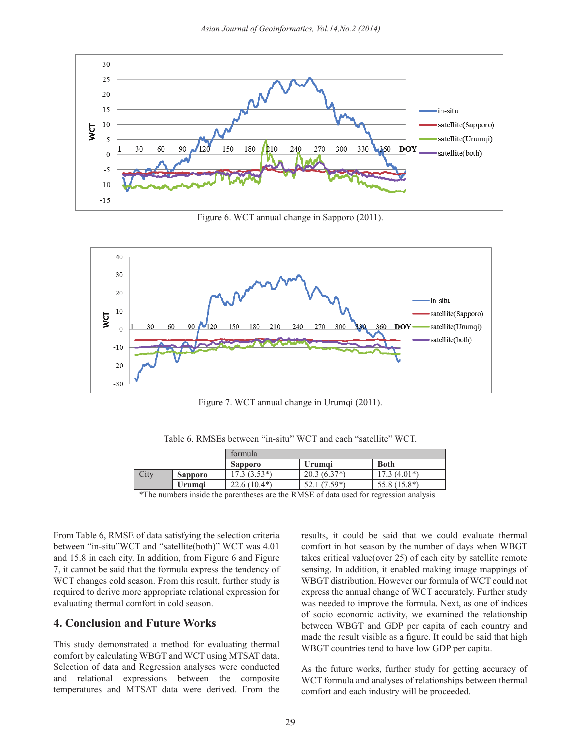Figure 6. WCT annual change in Sapporo (2011).

Figure 7. WCT annual change in Urumqi (2011).

Table 6. RMSEs between "in-situ" WCT and each "satellite" WCT.

| | | formula | | |
|---|---|---|---|---|
| | | **Sapporo** | **Urumqi** | **Both** |
| City | **Sapporo** | 17.3 (3.53*) | 20.3 (6.37*) | 17.3 (4.01*) |
| | **Urumqi** | 22.6 (10.4*) | 52.1 (7.59*) | 55.8 (15.8*) |

*The numbers inside the parentheses are the RMSE of data used for regression analysis

From Table 6, RMSE of data satisfying the selection criteria between "in-situ"WCT and "satellite(both)" WCT was 4.01 and 15.8 in each city. In addition, from Figure 6 and Figure 7, it cannot be said that the formula express the tendency of WCT changes cold season. From this result, further study is required to derive more appropriate relational expression for evaluating thermal comfort in cold season.

## 4. Conclusion and Future Works

This study demonstrated a method for evaluating thermal comfort by calculating WBGT and WCT using MTSAT data. Selection of data and Regression analyses were conducted and relational expressions between the composite temperatures and MTSAT data were derived. From the results, it could be said that we could evaluate thermal comfort in hot season by the number of days when WBGT takes critical value(over 25) of each city by satellite remote sensing. In addition, it enabled making image mappings of WBGT distribution. However our formula of WCT could not express the annual change of WCT accurately. Further study was needed to improve the formula. Next, as one of indices of socio economic activity, we examined the relationship between WBGT and GDP per capita of each country and made the result visible as a figure. It could be said that high WBGT countries tend to have low GDP per capita.

As the future works, further study for getting accuracy of WCT formula and analyses of relationships between thermal comfort and each industry will be proceeded.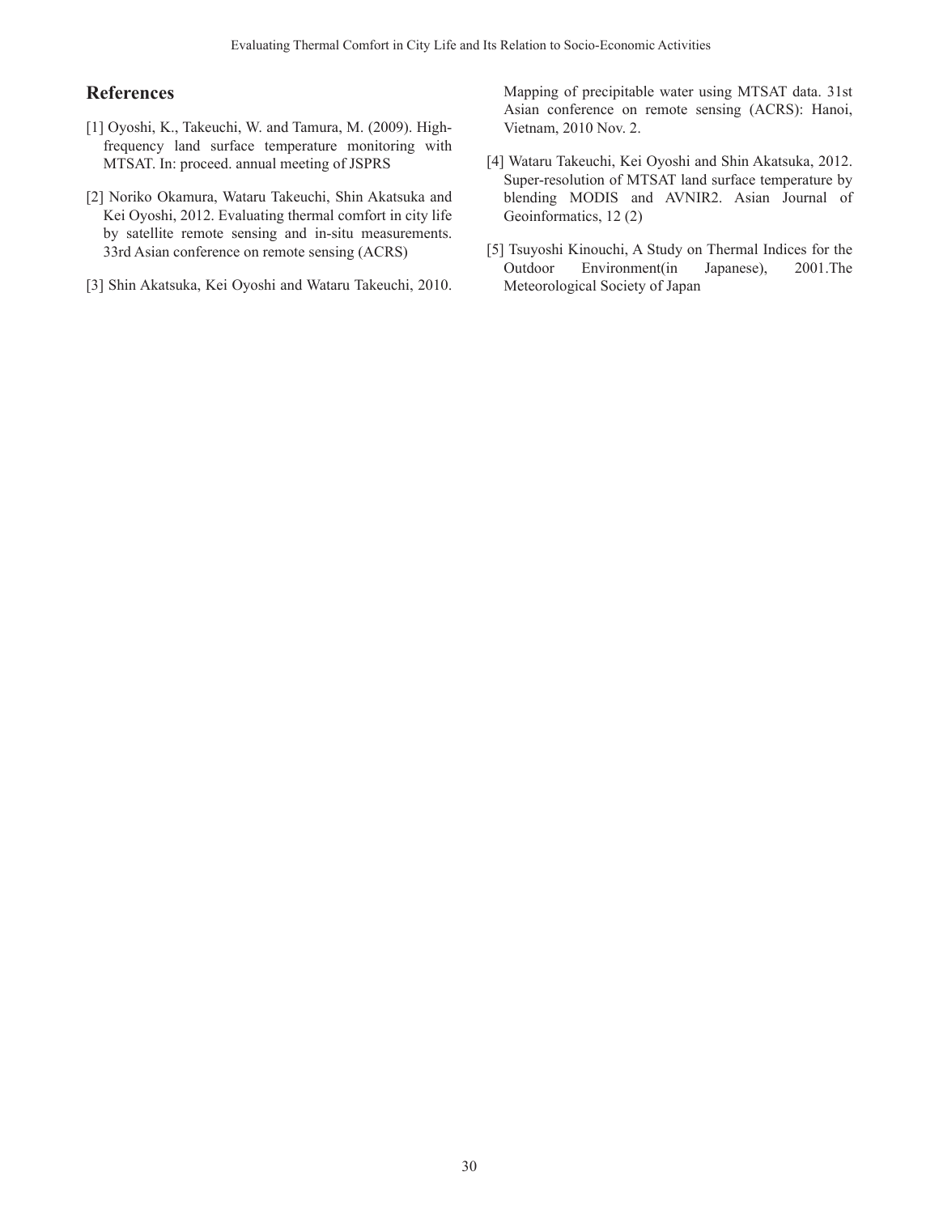## References

[1] Oyoshi, K., Takeuchi, W. and Tamura, M. (2009). High-frequency land surface temperature monitoring with MTSAT. In: proceed. annual meeting of JSPRS

[2] Noriko Okamura, Wataru Takeuchi, Shin Akatsuka and Kei Oyoshi, 2012. Evaluating thermal comfort in city life by satellite remote sensing and in-situ measurements. 33rd Asian conference on remote sensing (ACRS)

[3] Shin Akatsuka, Kei Oyoshi and Wataru Takeuchi, 2010. Mapping of precipitable water using MTSAT data. 31st Asian conference on remote sensing (ACRS): Hanoi, Vietnam, 2010 Nov. 2.

[4] Wataru Takeuchi, Kei Oyoshi and Shin Akatsuka, 2012. Super-resolution of MTSAT land surface temperature by blending MODIS and AVNIR2. Asian Journal of Geoinformatics, 12 (2)

[5] Tsuyoshi Kinouchi, A Study on Thermal Indices for the Outdoor Environment(in Japanese), 2001.The Meteorological Society of Japan